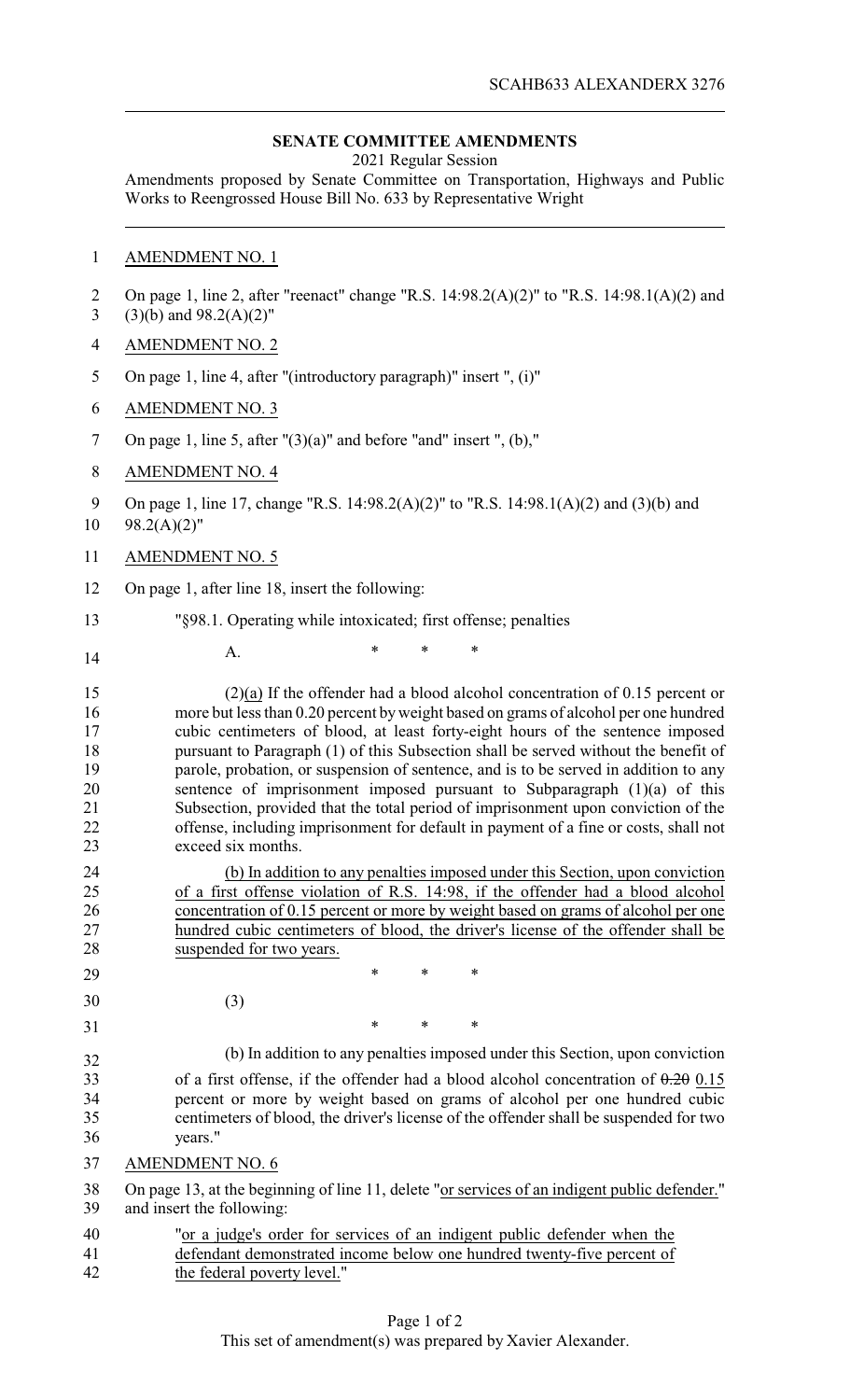SCAHB633 ALEXANDERX 3276

## SENATE COMMITTEE AMENDMENTS

2021 Regular Session

Amendments proposed by Senate Committee on Transportation, Highways and Public Works to Reengrossed House Bill No. 633 by Representative Wright

AMENDMENT NO. 1

On page 1, line 2, after "reenact" change "R.S. 14:98.2(A)(2)" to "R.S. 14:98.1(A)(2) and (3)(b) and 98.2(A)(2)"

AMENDMENT NO. 2

On page 1, line 4, after "(introductory paragraph)" insert ", (i)"

AMENDMENT NO. 3

On page 1, line 5, after "(3)(a)" and before "and" insert ", (b),"

AMENDMENT NO. 4

On page 1, line 17, change "R.S. 14:98.2(A)(2)" to "R.S. 14:98.1(A)(2) and (3)(b) and 98.2(A)(2)"

AMENDMENT NO. 5

On page 1, after line 18, insert the following:

"§98.1. Operating while intoxicated; first offense; penalties

A. * * *

(2)(a) If the offender had a blood alcohol concentration of 0.15 percent or more but less than 0.20 percent by weight based on grams of alcohol per one hundred cubic centimeters of blood, at least forty-eight hours of the sentence imposed pursuant to Paragraph (1) of this Subsection shall be served without the benefit of parole, probation, or suspension of sentence, and is to be served in addition to any sentence of imprisonment imposed pursuant to Subparagraph (1)(a) of this Subsection, provided that the total period of imprisonment upon conviction of the offense, including imprisonment for default in payment of a fine or costs, shall not exceed six months.

(b) In addition to any penalties imposed under this Section, upon conviction of a first offense violation of R.S. 14:98, if the offender had a blood alcohol concentration of 0.15 percent or more by weight based on grams of alcohol per one hundred cubic centimeters of blood, the driver's license of the offender shall be suspended for two years.

\* \* \*

(3)

\* \* \*

(b) In addition to any penalties imposed under this Section, upon conviction of a first offense, if the offender had a blood alcohol concentration of ~~0.20~~ 0.15 percent or more by weight based on grams of alcohol per one hundred cubic centimeters of blood, the driver's license of the offender shall be suspended for two years."

AMENDMENT NO. 6

On page 13, at the beginning of line 11, delete "or services of an indigent public defender." and insert the following:

"or a judge's order for services of an indigent public defender when the defendant demonstrated income below one hundred twenty-five percent of the federal poverty level."

This set of amendment(s) was prepared by Xavier Alexander.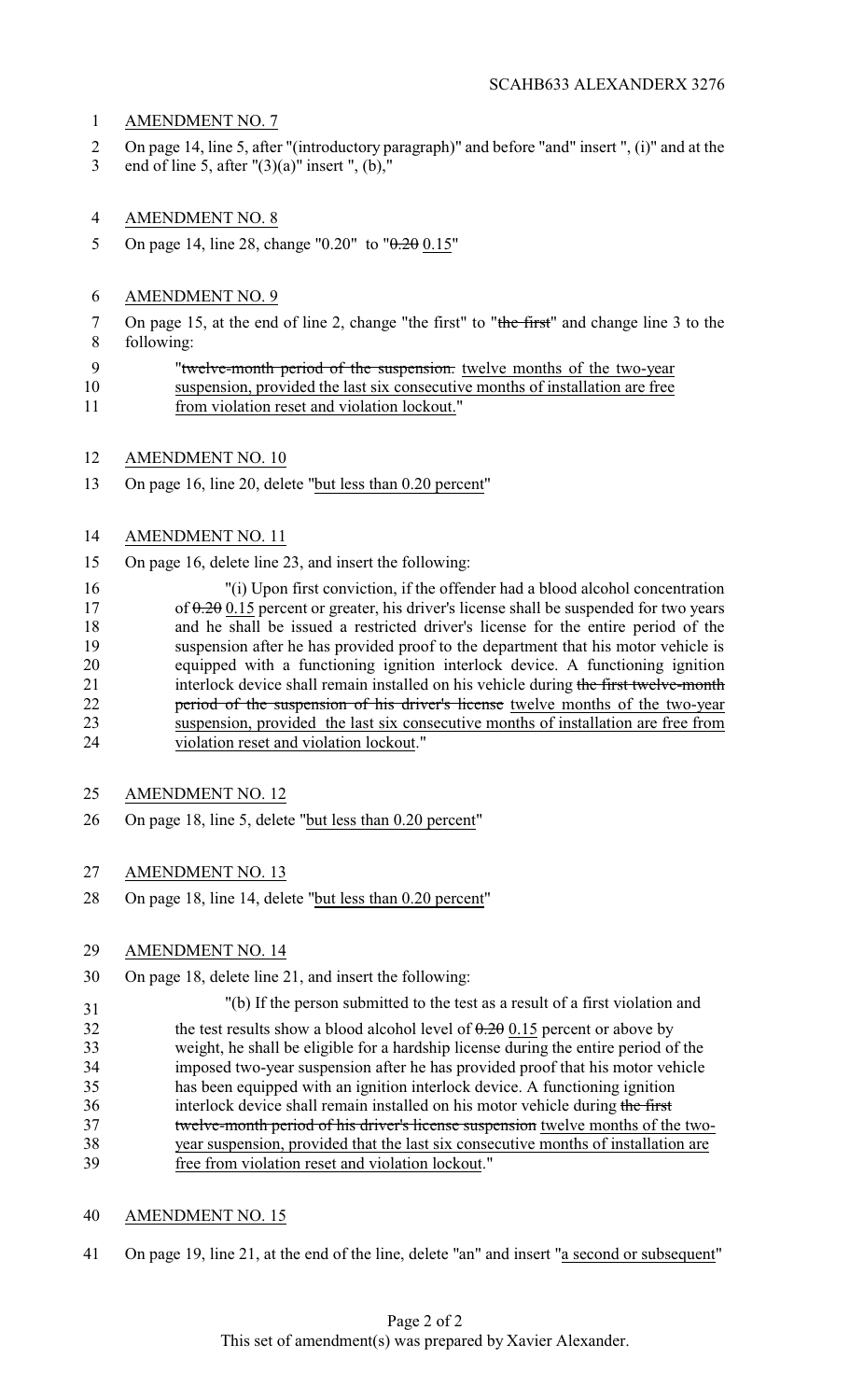AMENDMENT NO. 7

On page 14, line 5, after "(introductory paragraph)" and before "and" insert ", (i)" and at the end of line 5, after "(3)(a)" insert ", (b),"

AMENDMENT NO. 8

On page 14, line 28, change "0.20" to "~~0.20~~ <u>0.15</u>"

AMENDMENT NO. 9

On page 15, at the end of line 2, change "the first" to "~~the first~~" and change line 3 to the following:

> "~~twelve-month period of the suspension.~~ <u>twelve months of the two-year suspension, provided the last six consecutive months of installation are free from violation reset and violation lockout.</u>"

AMENDMENT NO. 10

On page 16, line 20, delete "<u>but less than 0.20 percent</u>"

AMENDMENT NO. 11

On page 16, delete line 23, and insert the following:

> "(i) Upon first conviction, if the offender had a blood alcohol concentration of ~~0.20~~ <u>0.15</u> percent or greater, his driver's license shall be suspended for two years and he shall be issued a restricted driver's license for the entire period of the suspension after he has provided proof to the department that his motor vehicle is equipped with a functioning ignition interlock device. A functioning ignition interlock device shall remain installed on his vehicle during ~~the first twelve-month period of the suspension of his driver's license~~ <u>twelve months of the two-year suspension, provided the last six consecutive months of installation are free from violation reset and violation lockout</u>."

AMENDMENT NO. 12

On page 18, line 5, delete "<u>but less than 0.20 percent</u>"

AMENDMENT NO. 13

On page 18, line 14, delete "<u>but less than 0.20 percent</u>"

AMENDMENT NO. 14

On page 18, delete line 21, and insert the following:

> "(b) If the person submitted to the test as a result of a first violation and the test results show a blood alcohol level of ~~0.20~~ <u>0.15</u> percent or above by weight, he shall be eligible for a hardship license during the entire period of the imposed two-year suspension after he has provided proof that his motor vehicle has been equipped with an ignition interlock device. A functioning ignition interlock device shall remain installed on his motor vehicle during ~~the first twelve-month period of his driver's license suspension~~ <u>twelve months of the two-year suspension, provided that the last six consecutive months of installation are free from violation reset and violation lockout</u>."

AMENDMENT NO. 15

On page 19, line 21, at the end of the line, delete "an" and insert "<u>a second or subsequent</u>"